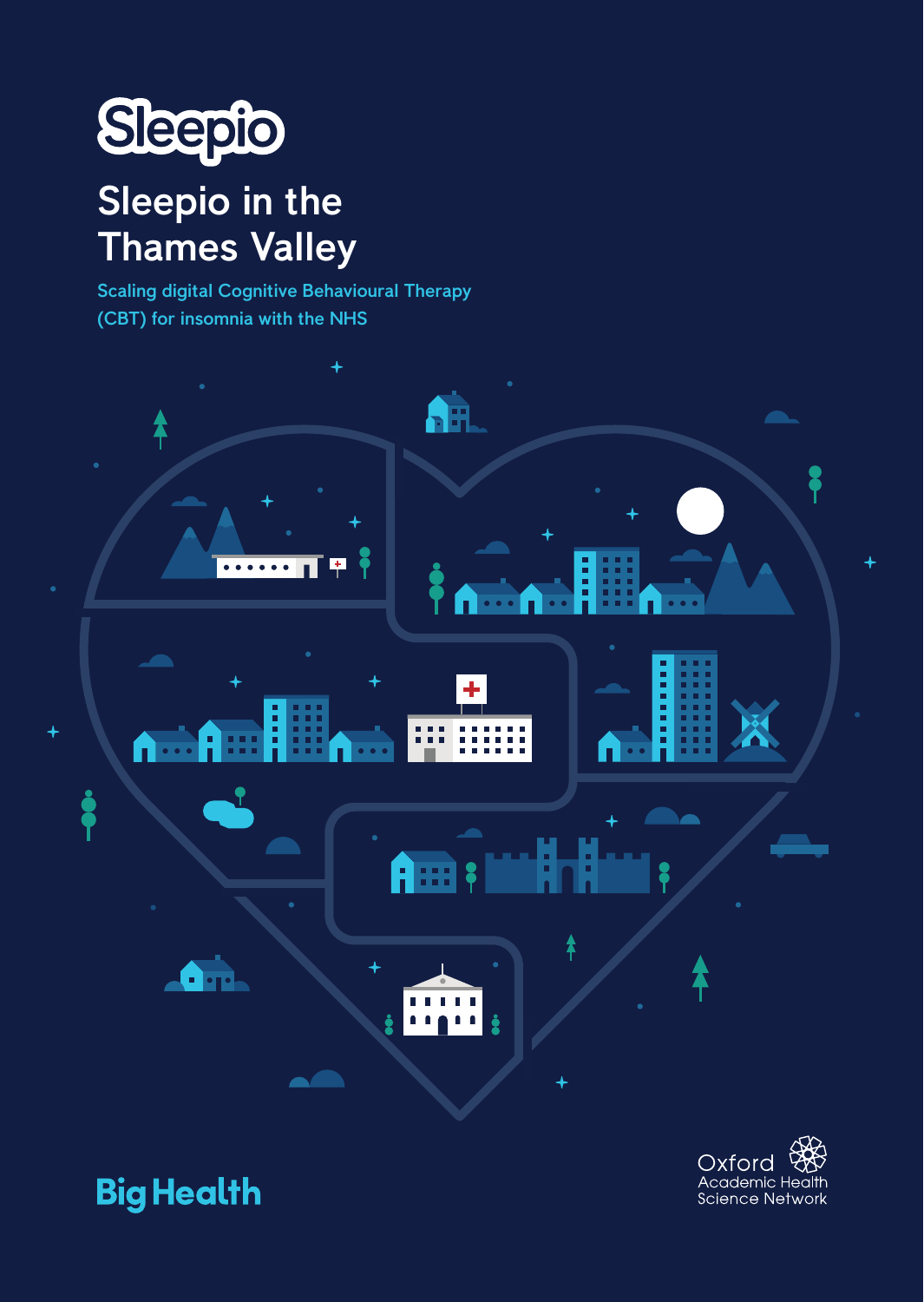Sleepio

# Sleepio in the Thames Valley

Scaling digital Cognitive Behavioural Therapy (CBT) for insomnia with the NHS

Big Health

Oxford Academic Health Science Network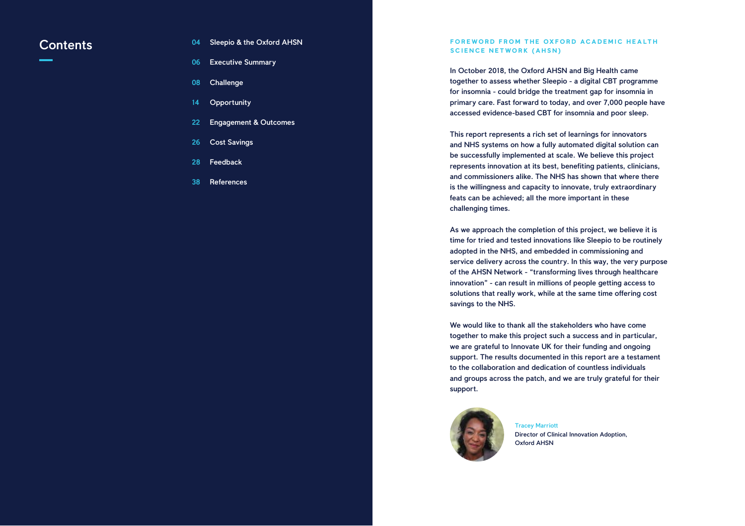## Contents

| | |
|---|---|
| 04 | Sleepio & the Oxford AHSN |
| 06 | Executive Summary |
| 08 | Challenge |
| 14 | Opportunity |
| 22 | Engagement & Outcomes |
| 26 | Cost Savings |
| 28 | Feedback |
| 38 | References |

## FOREWORD FROM THE OXFORD ACADEMIC HEALTH SCIENCE NETWORK (AHSN)

In October 2018, the Oxford AHSN and Big Health came together to assess whether Sleepio - a digital CBT programme for insomnia - could bridge the treatment gap for insomnia in primary care. Fast forward to today, and over 7,000 people have accessed evidence-based CBT for insomnia and poor sleep.

This report represents a rich set of learnings for innovators and NHS systems on how a fully automated digital solution can be successfully implemented at scale. We believe this project represents innovation at its best, benefiting patients, clinicians, and commissioners alike. The NHS has shown that where there is the willingness and capacity to innovate, truly extraordinary feats can be achieved; all the more important in these challenging times.

As we approach the completion of this project, we believe it is time for tried and tested innovations like Sleepio to be routinely adopted in the NHS, and embedded in commissioning and service delivery across the country. In this way, the very purpose of the AHSN Network - "transforming lives through healthcare innovation" - can result in millions of people getting access to solutions that really work, while at the same time offering cost savings to the NHS.

We would like to thank all the stakeholders who have come together to make this project such a success and in particular, we are grateful to Innovate UK for their funding and ongoing support. The results documented in this report are a testament to the collaboration and dedication of countless individuals and groups across the patch, and we are truly grateful for their support.

Tracey Marriott
Director of Clinical Innovation Adoption,
Oxford AHSN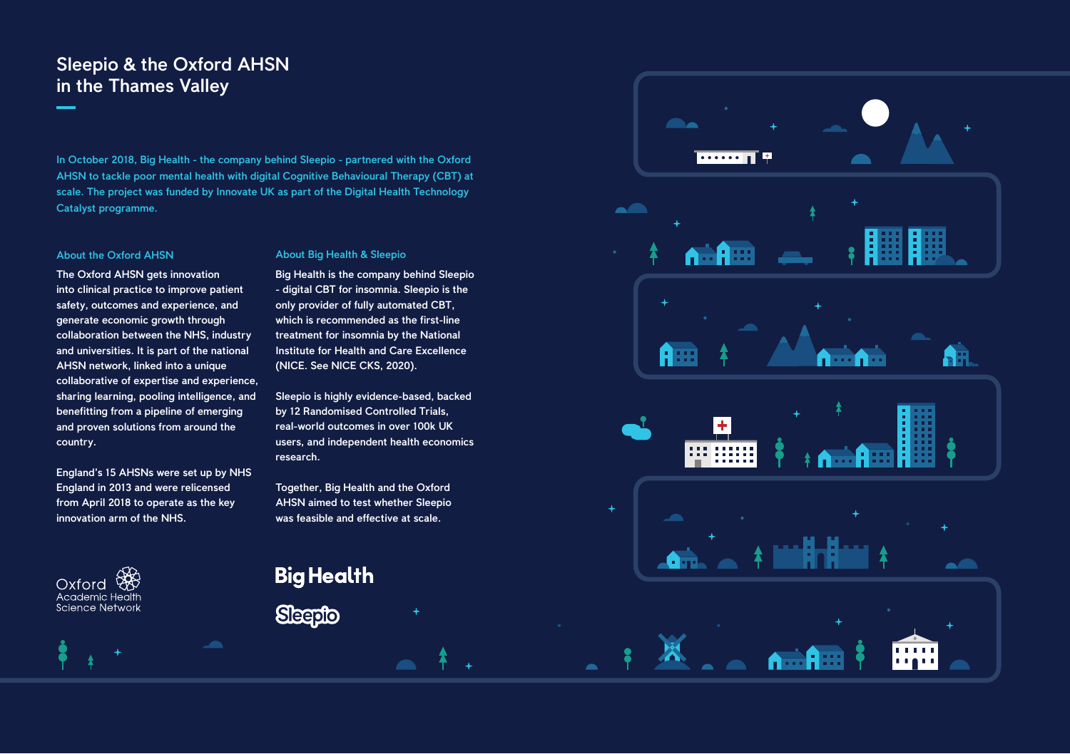# Sleepio & the Oxford AHSN in the Thames Valley

In October 2018, Big Health - the company behind Sleepio - partnered with the Oxford AHSN to tackle poor mental health with digital Cognitive Behavioural Therapy (CBT) at scale. The project was funded by Innovate UK as part of the Digital Health Technology Catalyst programme.

### About the Oxford AHSN

The Oxford AHSN gets innovation into clinical practice to improve patient safety, outcomes and experience, and generate economic growth through collaboration between the NHS, industry and universities. It is part of the national AHSN network, linked into a unique collaborative of expertise and experience, sharing learning, pooling intelligence, and benefitting from a pipeline of emerging and proven solutions from around the country.

England's 15 AHSNs were set up by NHS England in 2013 and were relicensed from April 2018 to operate as the key innovation arm of the NHS.

### About Big Health & Sleepio

Big Health is the company behind Sleepio - digital CBT for insomnia. Sleepio is the only provider of fully automated CBT, which is recommended as the first-line treatment for insomnia by the National Institute for Health and Care Excellence (NICE. See NICE CKS, 2020).

Sleepio is highly evidence-based, backed by 12 Randomised Controlled Trials, real-world outcomes in over 100k UK users, and independent health economics research.

Together, Big Health and the Oxford AHSN aimed to test whether Sleepio was feasible and effective at scale.

Oxford Academic Health Science Network

Big Health

Sleepio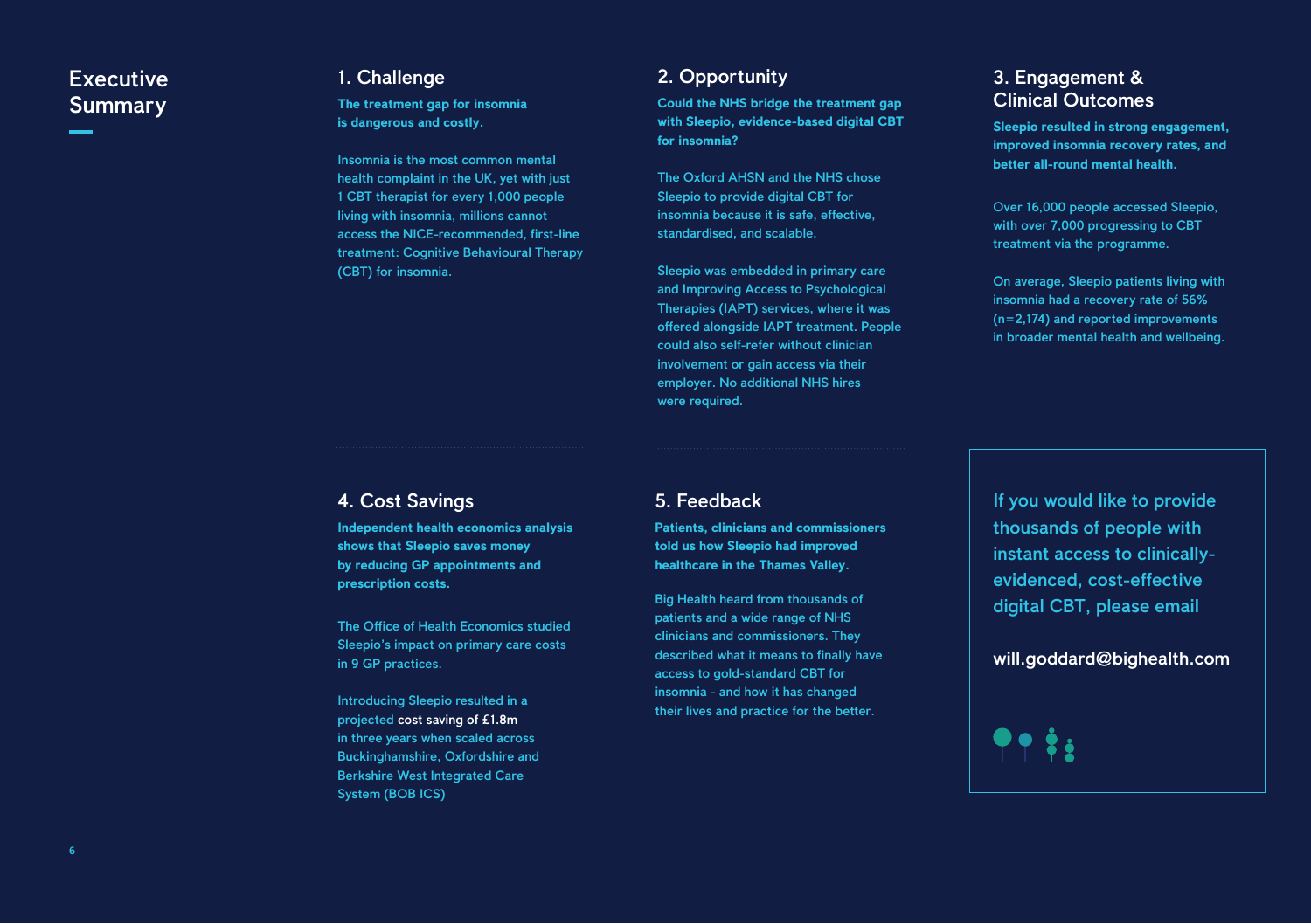# Executive Summary

## 1. Challenge

**The treatment gap for insomnia is dangerous and costly.**

Insomnia is the most common mental health complaint in the UK, yet with just 1 CBT therapist for every 1,000 people living with insomnia, millions cannot access the NICE-recommended, first-line treatment: Cognitive Behavioural Therapy (CBT) for insomnia.

## 2. Opportunity

**Could the NHS bridge the treatment gap with Sleepio, evidence-based digital CBT for insomnia?**

The Oxford AHSN and the NHS chose Sleepio to provide digital CBT for insomnia because it is safe, effective, standardised, and scalable.

Sleepio was embedded in primary care and Improving Access to Psychological Therapies (IAPT) services, where it was offered alongside IAPT treatment. People could also self-refer without clinician involvement or gain access via their employer. No additional NHS hires were required.

## 3. Engagement & Clinical Outcomes

**Sleepio resulted in strong engagement, improved insomnia recovery rates, and better all-round mental health.**

Over 16,000 people accessed Sleepio, with over 7,000 progressing to CBT treatment via the programme.

On average, Sleepio patients living with insomnia had a recovery rate of 56% (n=2,174) and reported improvements in broader mental health and wellbeing.

## 4. Cost Savings

**Independent health economics analysis shows that Sleepio saves money by reducing GP appointments and prescription costs.**

The Office of Health Economics studied Sleepio's impact on primary care costs in 9 GP practices.

Introducing Sleepio resulted in a projected cost saving of £1.8m in three years when scaled across Buckinghamshire, Oxfordshire and Berkshire West Integrated Care System (BOB ICS)

## 5. Feedback

**Patients, clinicians and commissioners told us how Sleepio had improved healthcare in the Thames Valley.**

Big Health heard from thousands of patients and a wide range of NHS clinicians and commissioners. They described what it means to finally have access to gold-standard CBT for insomnia - and how it has changed their lives and practice for the better.

If you would like to provide thousands of people with instant access to clinically-evidenced, cost-effective digital CBT, please email

will.goddard@bighealth.com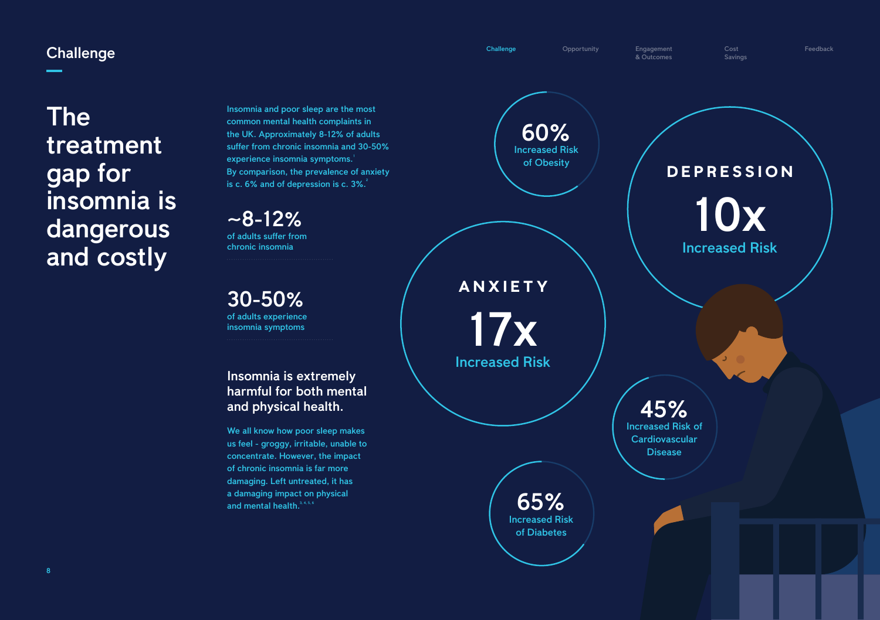## Challenge

# The treatment gap for insomnia is dangerous and costly

Insomnia and poor sleep are the most common mental health complaints in the UK. Approximately 8-12% of adults suffer from chronic insomnia and 30-50% experience insomnia symptoms.[1] By comparison, the prevalence of anxiety is c. 6% and of depression is c. 3%.[2]

**~8-12%**
of adults suffer from chronic insomnia

**30-50%**
of adults experience insomnia symptoms

### Insomnia is extremely harmful for both mental and physical health.

We all know how poor sleep makes us feel - groggy, irritable, unable to concentrate. However, the impact of chronic insomnia is far more damaging. Left untreated, it has a damaging impact on physical and mental health.[3,4,5,6]

**60%** Increased Risk of Obesity

**DEPRESSION 10x** Increased Risk

**ANXIETY 17x** Increased Risk

**45%** Increased Risk of Cardiovascular Disease

**65%** Increased Risk of Diabetes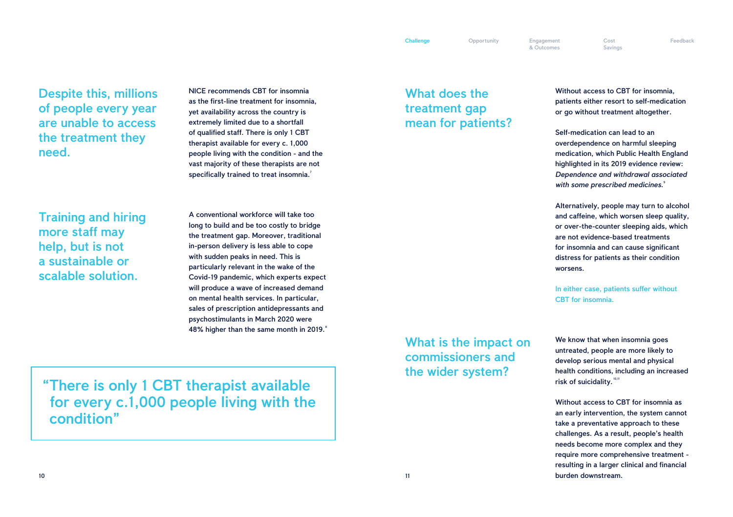## Despite this, millions of people every year are unable to access the treatment they need.

NICE recommends CBT for insomnia as the first-line treatment for insomnia, yet availability across the country is extremely limited due to a shortfall of qualified staff. There is only 1 CBT therapist available for every c. 1,000 people living with the condition - and the vast majority of these therapists are not specifically trained to treat insomnia.[7]

## Training and hiring more staff may help, but is not a sustainable or scalable solution.

A conventional workforce will take too long to build and be too costly to bridge the treatment gap. Moreover, traditional in-person delivery is less able to cope with sudden peaks in need. This is particularly relevant in the wake of the Covid-19 pandemic, which experts expect will produce a wave of increased demand on mental health services. In particular, sales of prescription antidepressants and psychostimulants in March 2020 were 48% higher than the same month in 2019.[8]

> "There is only 1 CBT therapist available for every c.1,000 people living with the condition"

## What does the treatment gap mean for patients?

Without access to CBT for insomnia, patients either resort to self-medication or go without treatment altogether.

Self-medication can lead to an overdependence on harmful sleeping medication, which Public Health England highlighted in its 2019 evidence review: *Dependence and withdrawal associated with some prescribed medicines.*[9]

Alternatively, people may turn to alcohol and caffeine, which worsen sleep quality, or over-the-counter sleeping aids, which are not evidence-based treatments for insomnia and can cause significant distress for patients as their condition worsens.

In either case, patients suffer without CBT for insomnia.

## What is the impact on commissioners and the wider system?

We know that when insomnia goes untreated, people are more likely to develop serious mental and physical health conditions, including an increased risk of suicidality.[10,11]

Without access to CBT for insomnia as an early intervention, the system cannot take a preventative approach to these challenges. As a result, people's health needs become more complex and they require more comprehensive treatment - resulting in a larger clinical and financial burden downstream.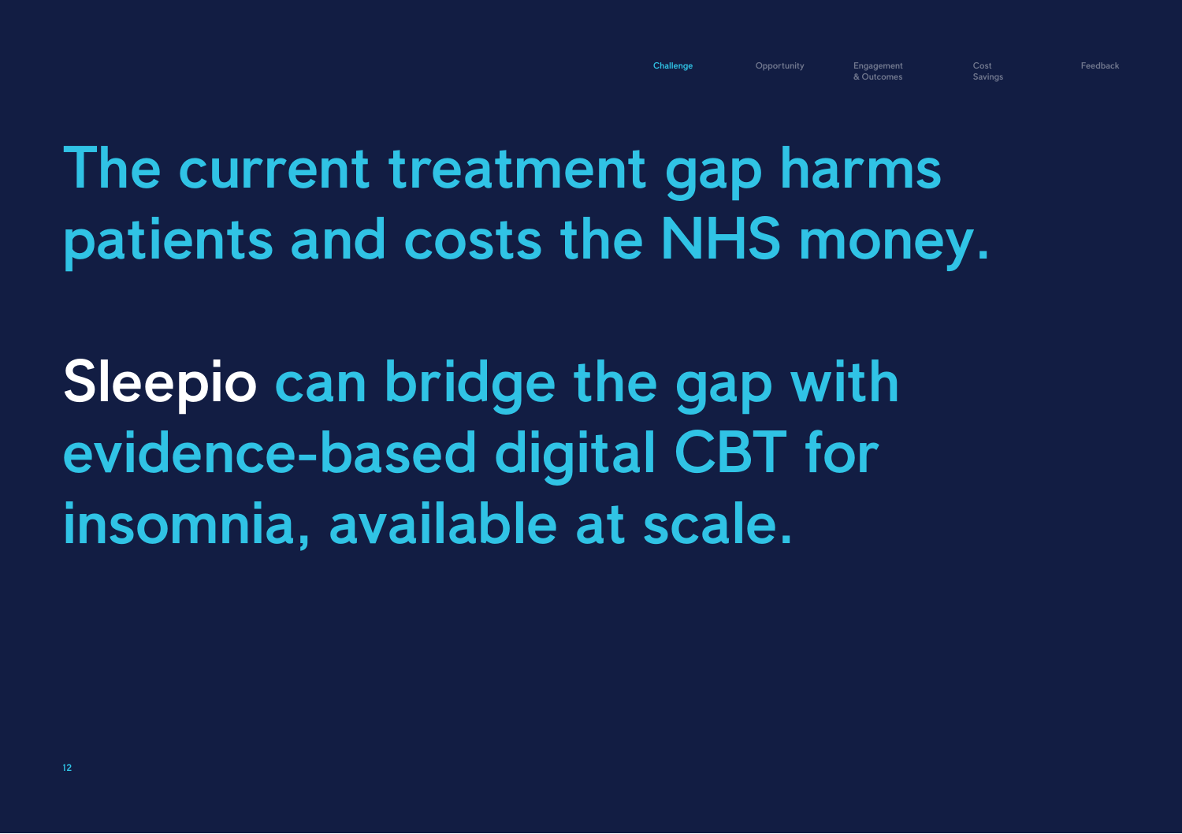# The current treatment gap harms patients and costs the NHS money.

# Sleepio can bridge the gap with evidence-based digital CBT for insomnia, available at scale.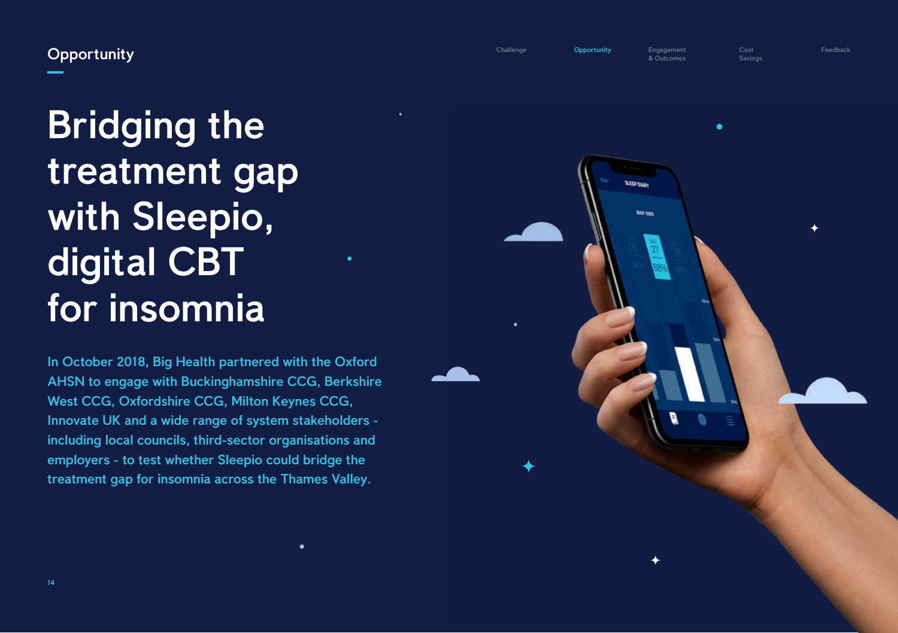## Opportunity

# Bridging the treatment gap with Sleepio, digital CBT for insomnia

In October 2018, Big Health partnered with the Oxford AHSN to engage with Buckinghamshire CCG, Berkshire West CCG, Oxfordshire CCG, Milton Keynes CCG, Innovate UK and a wide range of system stakeholders - including local councils, third-sector organisations and employers - to test whether Sleepio could bridge the treatment gap for insomnia across the Thames Valley.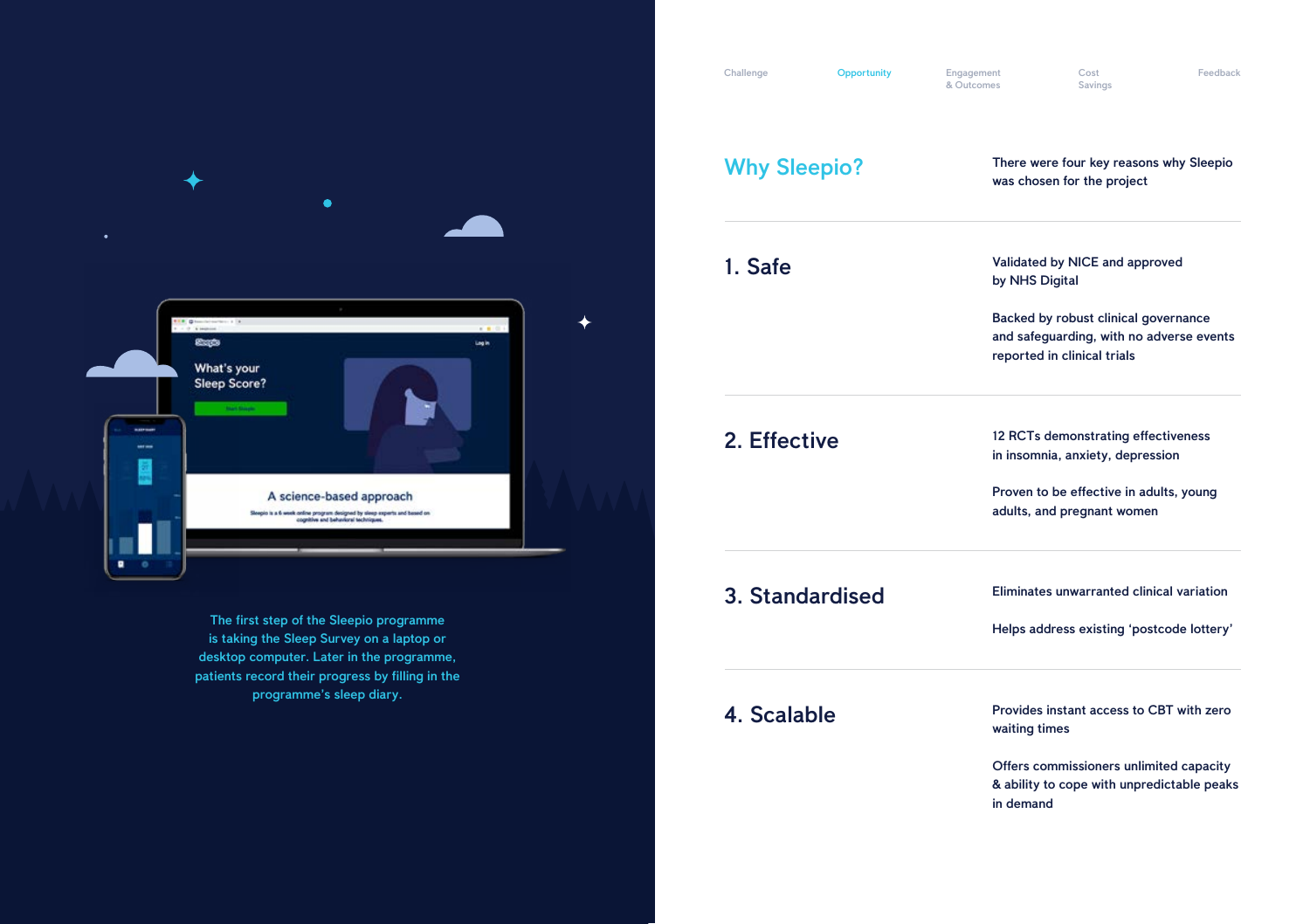The first step of the Sleepio programme is taking the Sleep Survey on a laptop or desktop computer. Later in the programme, patients record their progress by filling in the programme's sleep diary.

Challenge | Opportunity | Engagement & Outcomes | Cost Savings | Feedback

## Why Sleepio?

There were four key reasons why Sleepio was chosen for the project

### 1. Safe

Validated by NICE and approved by NHS Digital

Backed by robust clinical governance and safeguarding, with no adverse events reported in clinical trials

### 2. Effective

12 RCTs demonstrating effectiveness in insomnia, anxiety, depression

Proven to be effective in adults, young adults, and pregnant women

### 3. Standardised

Eliminates unwarranted clinical variation

Helps address existing 'postcode lottery'

### 4. Scalable

Provides instant access to CBT with zero waiting times

Offers commissioners unlimited capacity & ability to cope with unpredictable peaks in demand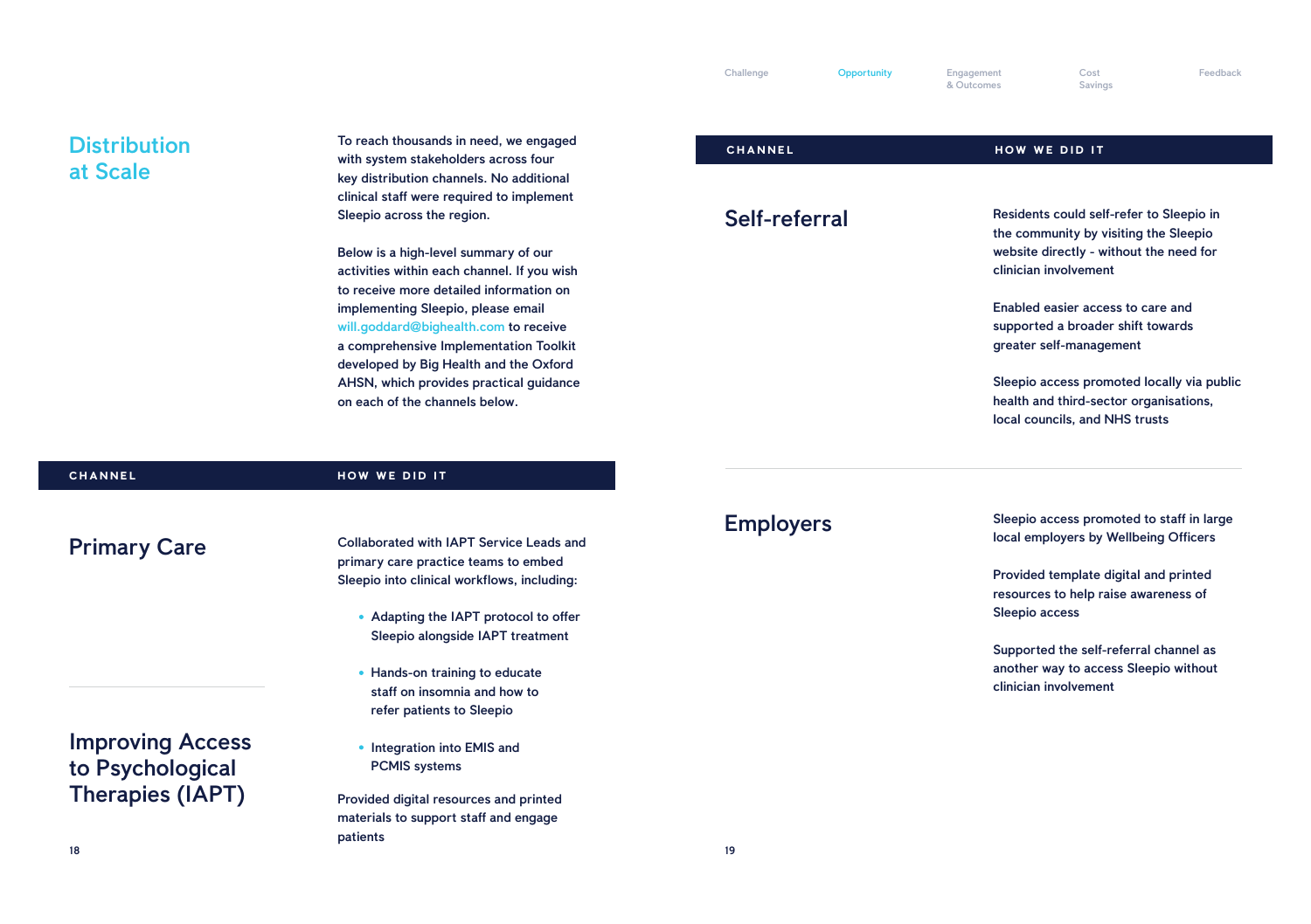## Distribution at Scale

To reach thousands in need, we engaged with system stakeholders across four key distribution channels. No additional clinical staff were required to implement Sleepio across the region.

Below is a high-level summary of our activities within each channel. If you wish to receive more detailed information on implementing Sleepio, please email will.goddard@bighealth.com to receive a comprehensive Implementation Toolkit developed by Big Health and the Oxford AHSN, which provides practical guidance on each of the channels below.

| CHANNEL | HOW WE DID IT |
|---|---|
| **Primary Care**<br><br>**Improving Access to Psychological Therapies (IAPT)** | Collaborated with IAPT Service Leads and primary care practice teams to embed Sleepio into clinical workflows, including:<br>• Adapting the IAPT protocol to offer Sleepio alongside IAPT treatment<br>• Hands-on training to educate staff on insomnia and how to refer patients to Sleepio<br>• Integration into EMIS and PCMIS systems<br><br>Provided digital resources and printed materials to support staff and engage patients |
| **Self-referral** | Residents could self-refer to Sleepio in the community by visiting the Sleepio website directly - without the need for clinician involvement<br><br>Enabled easier access to care and supported a broader shift towards greater self-management<br><br>Sleepio access promoted locally via public health and third-sector organisations, local councils, and NHS trusts |
| **Employers** | Sleepio access promoted to staff in large local employers by Wellbeing Officers<br><br>Provided template digital and printed resources to help raise awareness of Sleepio access<br><br>Supported the self-referral channel as another way to access Sleepio without clinician involvement |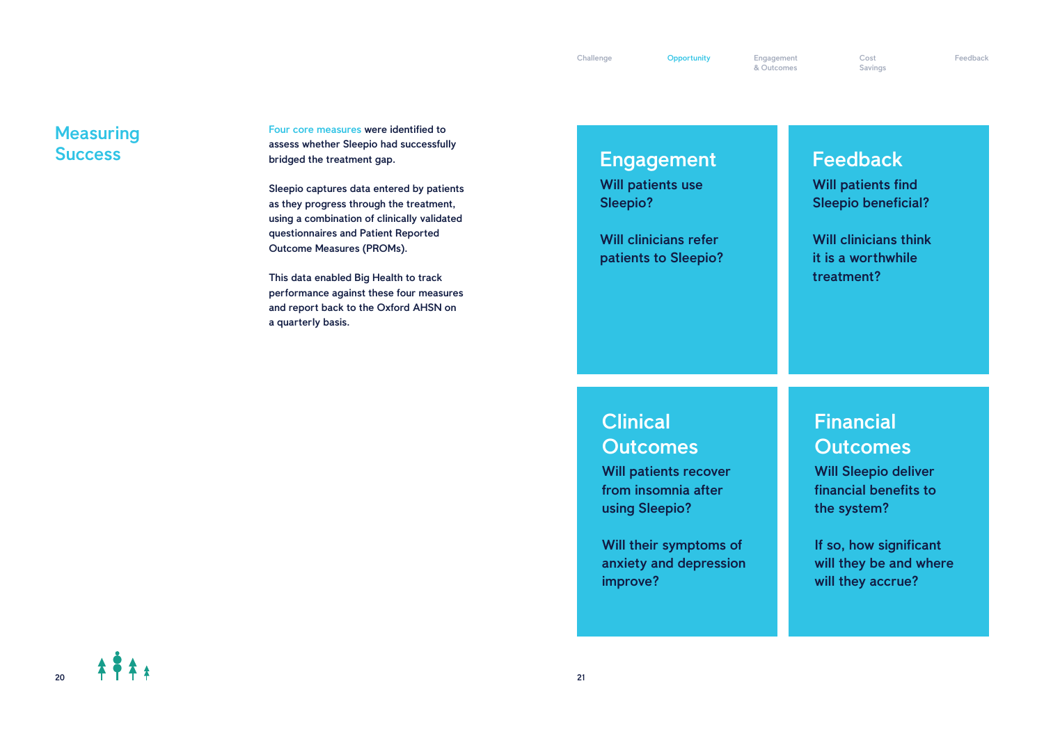## Measuring Success

Four core measures were identified to assess whether Sleepio had successfully bridged the treatment gap.

Sleepio captures data entered by patients as they progress through the treatment, using a combination of clinically validated questionnaires and Patient Reported Outcome Measures (PROMs).

This data enabled Big Health to track performance against these four measures and report back to the Oxford AHSN on a quarterly basis.

### Engagement

Will patients use Sleepio?

Will clinicians refer patients to Sleepio?

### Feedback

Will patients find Sleepio beneficial?

Will clinicians think it is a worthwhile treatment?

### Clinical Outcomes

Will patients recover from insomnia after using Sleepio?

Will their symptoms of anxiety and depression improve?

### Financial Outcomes

Will Sleepio deliver financial benefits to the system?

If so, how significant will they be and where will they accrue?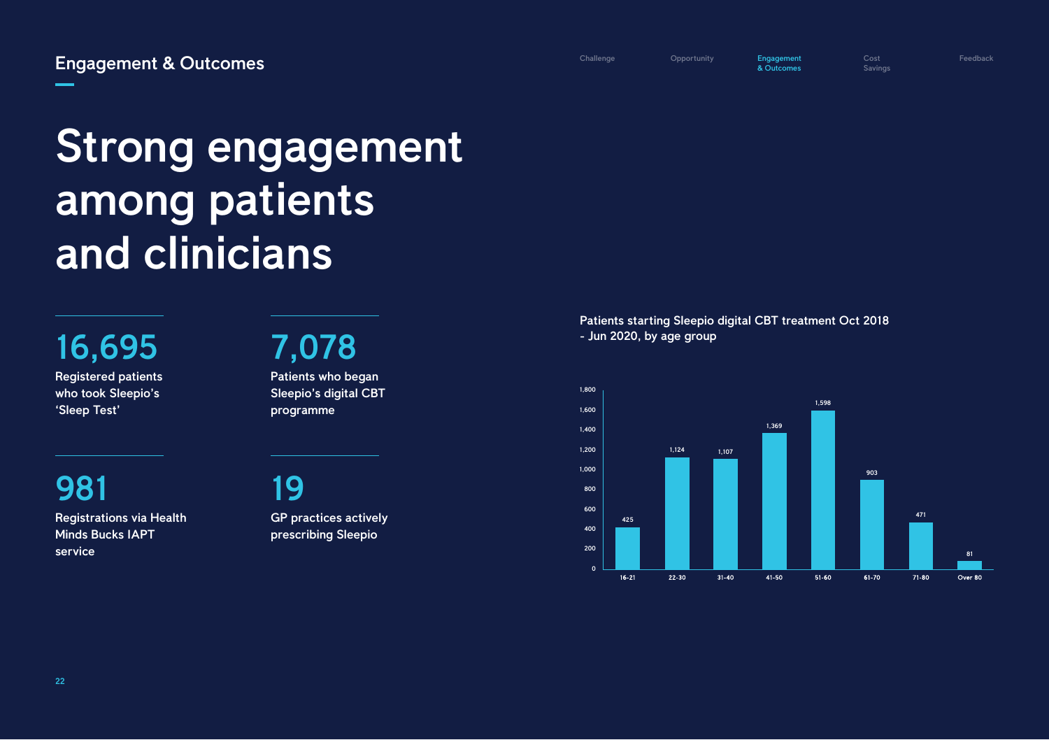## Engagement & Outcomes

# Strong engagement among patients and clinicians

**16,695**
Registered patients who took Sleepio's 'Sleep Test'

**7,078**
Patients who began Sleepio's digital CBT programme

**981**
Registrations via Health Minds Bucks IAPT service

**19**
GP practices actively prescribing Sleepio

Patients starting Sleepio digital CBT treatment Oct 2018 - Jun 2020, by age group

| Age group | Patients |
|---|---|
| 16-21 | 425 |
| 22-30 | 1,124 |
| 31-40 | 1,107 |
| 41-50 | 1,369 |
| 51-60 | 1,598 |
| 61-70 | 903 |
| 71-80 | 471 |
| Over 80 | 81 |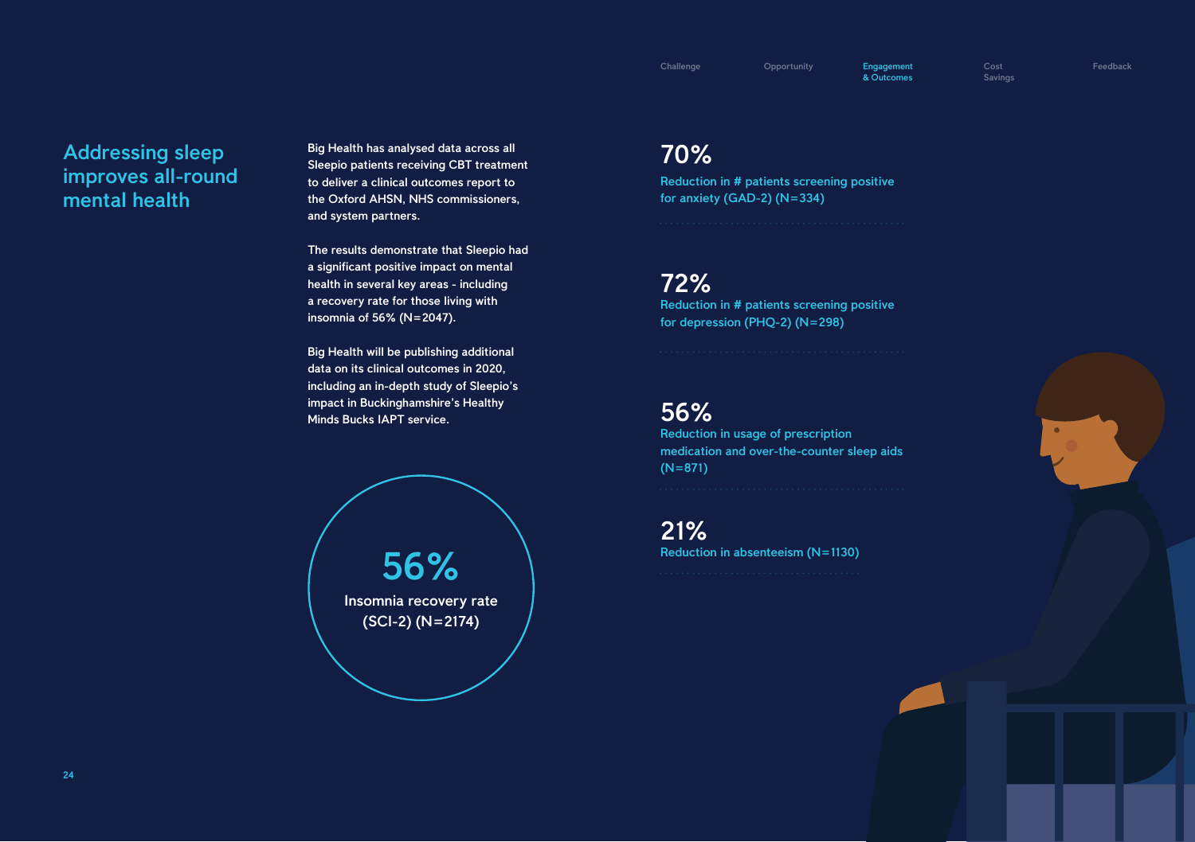## Addressing sleep improves all-round mental health

Big Health has analysed data across all Sleepio patients receiving CBT treatment to deliver a clinical outcomes report to the Oxford AHSN, NHS commissioners, and system partners.

The results demonstrate that Sleepio had a significant positive impact on mental health in several key areas - including a recovery rate for those living with insomnia of 56% (N=2047).

Big Health will be publishing additional data on its clinical outcomes in 2020, including an in-depth study of Sleepio's impact in Buckinghamshire's Healthy Minds Bucks IAPT service.

**56%**
Insomnia recovery rate (SCI-2) (N=2174)

**70%**
Reduction in # patients screening positive for anxiety (GAD-2) (N=334)

**72%**
Reduction in # patients screening positive for depression (PHQ-2) (N=298)

**56%**
Reduction in usage of prescription medication and over-the-counter sleep aids (N=871)

**21%**
Reduction in absenteeism (N=1130)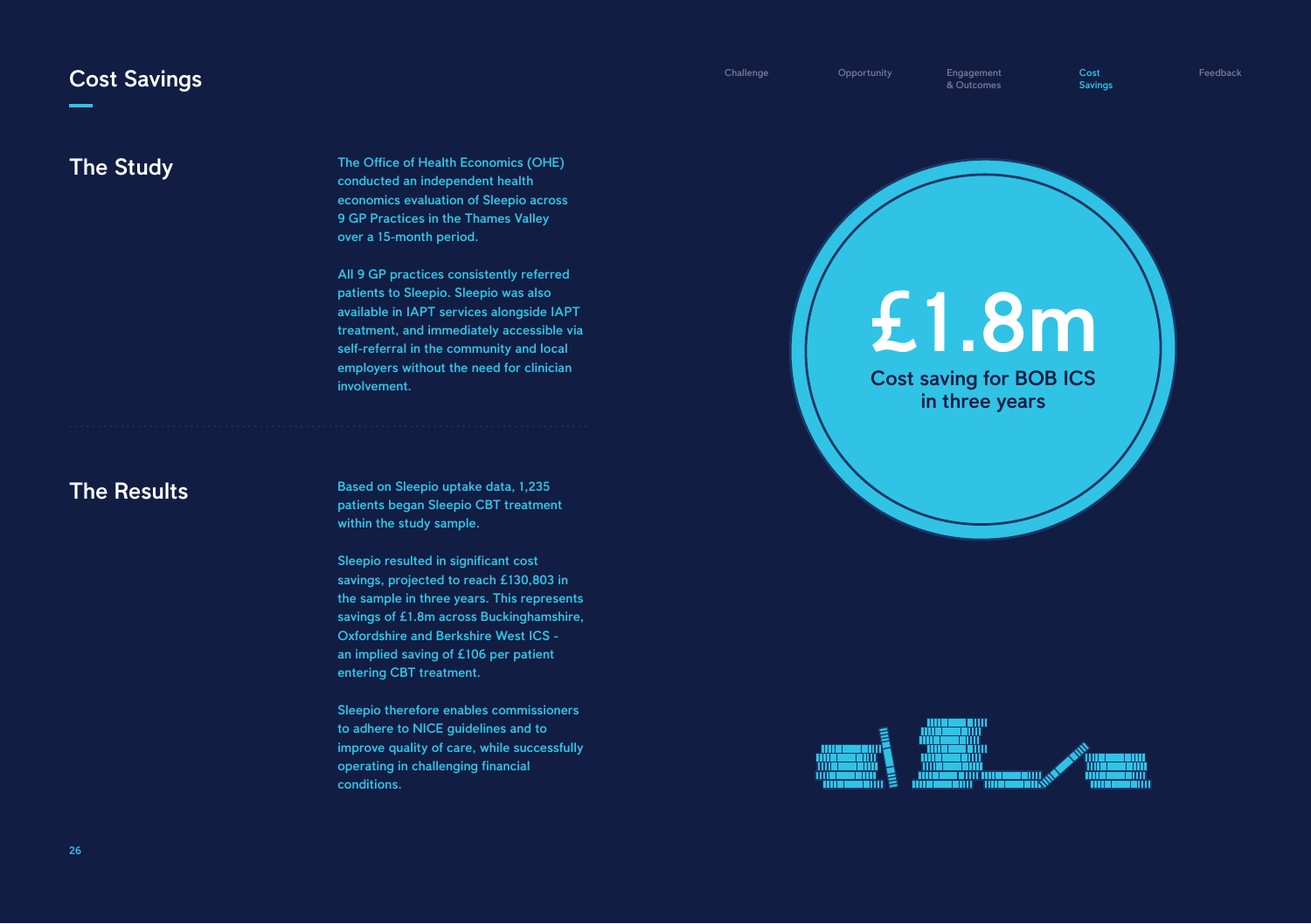# Cost Savings

## The Study

The Office of Health Economics (OHE) conducted an independent health economics evaluation of Sleepio across 9 GP Practices in the Thames Valley over a 15-month period.

All 9 GP practices consistently referred patients to Sleepio. Sleepio was also available in IAPT services alongside IAPT treatment, and immediately accessible via self-referral in the community and local employers without the need for clinician involvement.

## The Results

Based on Sleepio uptake data, 1,235 patients began Sleepio CBT treatment within the study sample.

Sleepio resulted in significant cost savings, projected to reach £130,803 in the sample in three years. This represents savings of £1.8m across Buckinghamshire, Oxfordshire and Berkshire West ICS - an implied saving of £106 per patient entering CBT treatment.

Sleepio therefore enables commissioners to adhere to NICE guidelines and to improve quality of care, while successfully operating in challenging financial conditions.

**£1.8m**

Cost saving for BOB ICS in three years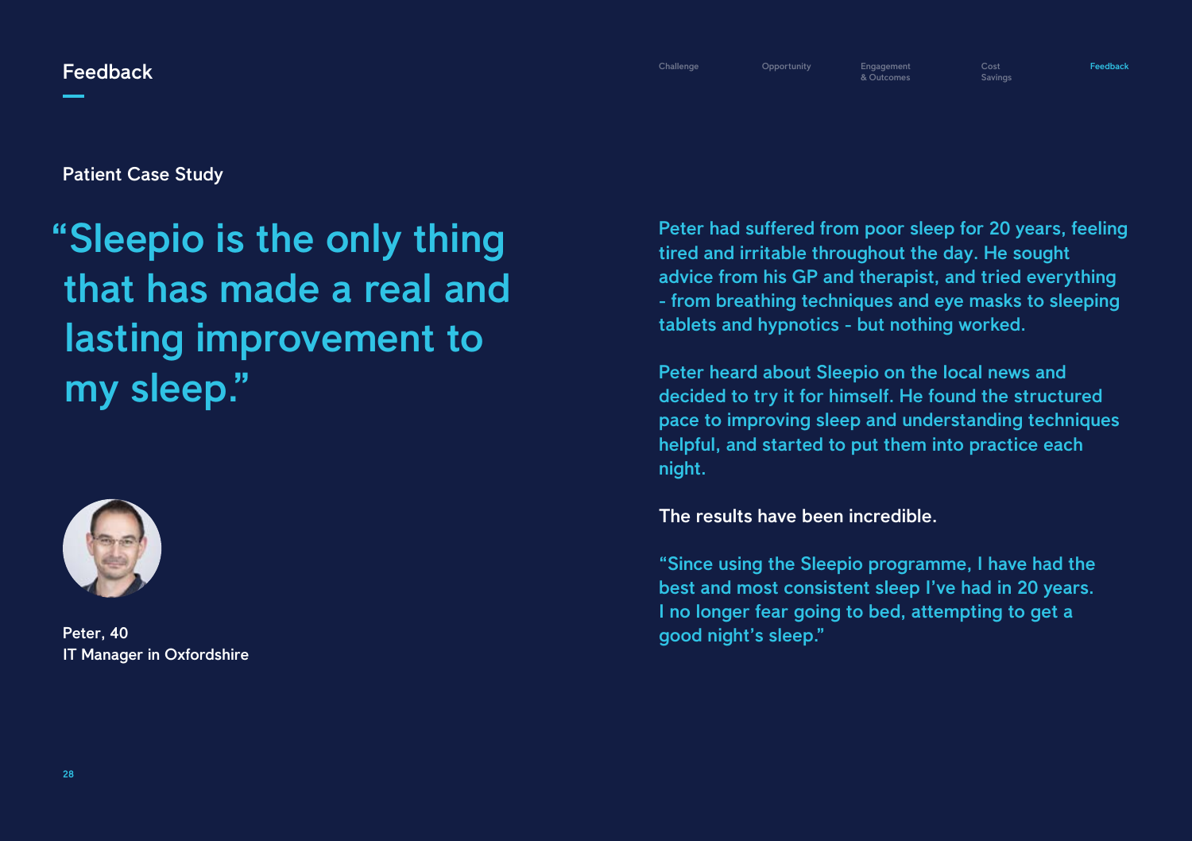# Feedback

## Patient Case Study

"Sleepio is the only thing that has made a real and lasting improvement to my sleep."

Peter, 40
IT Manager in Oxfordshire

Peter had suffered from poor sleep for 20 years, feeling tired and irritable throughout the day. He sought advice from his GP and therapist, and tried everything - from breathing techniques and eye masks to sleeping tablets and hypnotics - but nothing worked.

Peter heard about Sleepio on the local news and decided to try it for himself. He found the structured pace to improving sleep and understanding techniques helpful, and started to put them into practice each night.

The results have been incredible.

"Since using the Sleepio programme, I have had the best and most consistent sleep I've had in 20 years. I no longer fear going to bed, attempting to get a good night's sleep."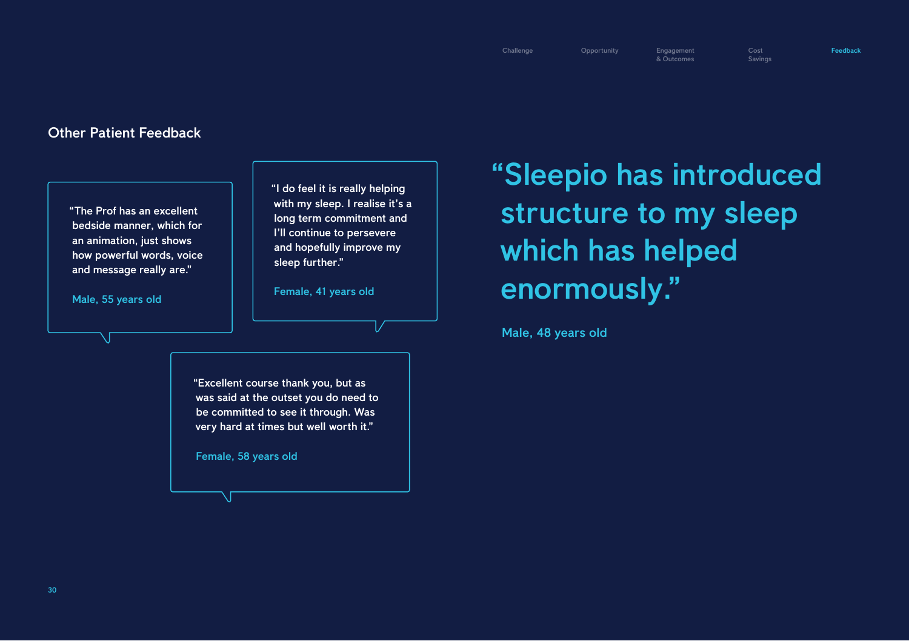## Other Patient Feedback

"The Prof has an excellent bedside manner, which for an animation, just shows how powerful words, voice and message really are."

Male, 55 years old

"I do feel it is really helping with my sleep. I realise it's a long term commitment and I'll continue to persevere and hopefully improve my sleep further."

Female, 41 years old

"Excellent course thank you, but as was said at the outset you do need to be committed to see it through. Was very hard at times but well worth it."

Female, 58 years old

"Sleepio has introduced structure to my sleep which has helped enormously."

Male, 48 years old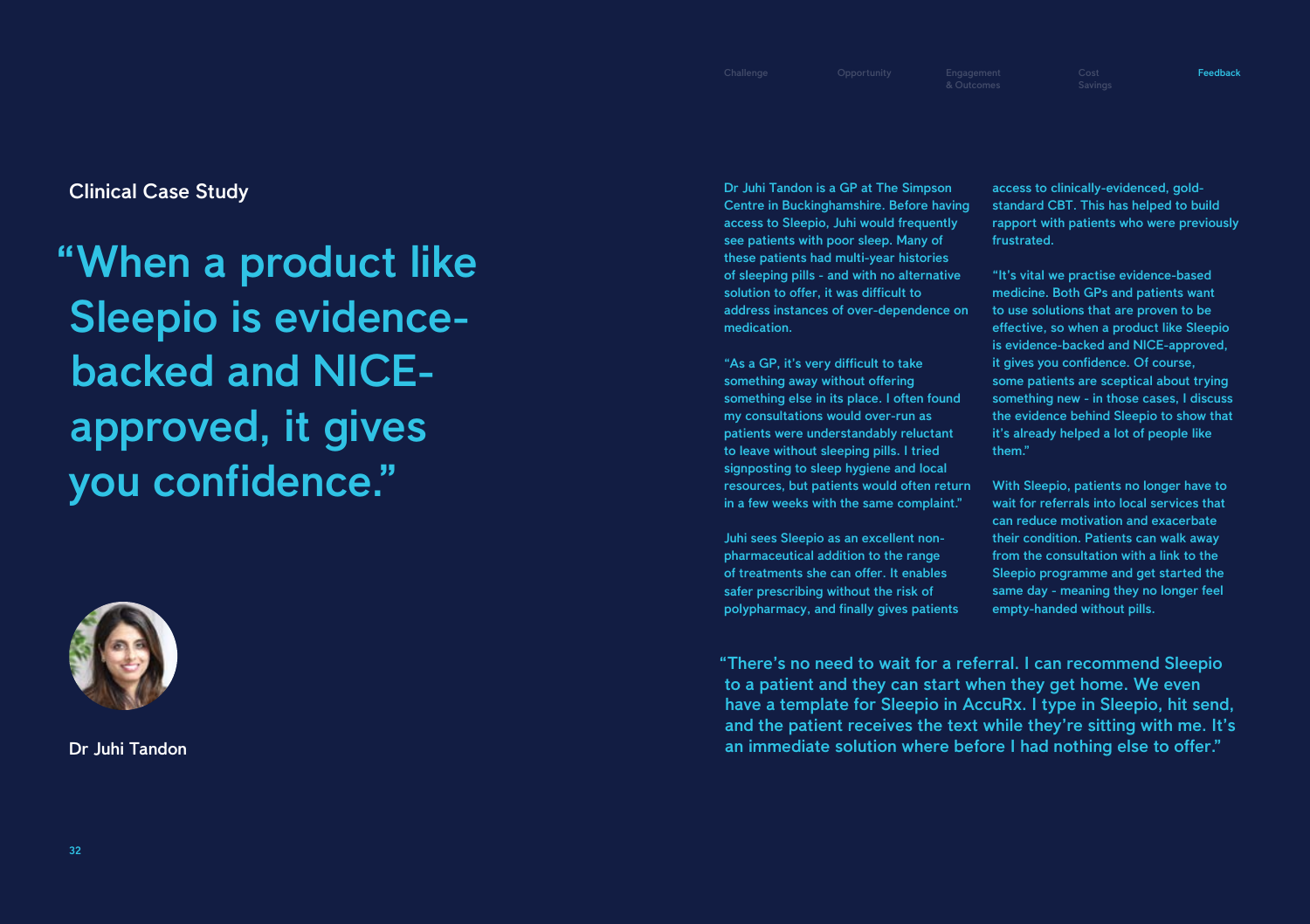## Clinical Case Study

# "When a product like Sleepio is evidence-backed and NICE-approved, it gives you confidence."

Dr Juhi Tandon

Dr Juhi Tandon is a GP at The Simpson Centre in Buckinghamshire. Before having access to Sleepio, Juhi would frequently see patients with poor sleep. Many of these patients had multi-year histories of sleeping pills - and with no alternative solution to offer, it was difficult to address instances of over-dependence on medication.

"As a GP, it's very difficult to take something away without offering something else in its place. I often found my consultations would over-run as patients were understandably reluctant to leave without sleeping pills. I tried signposting to sleep hygiene and local resources, but patients would often return in a few weeks with the same complaint."

Juhi sees Sleepio as an excellent non-pharmaceutical addition to the range of treatments she can offer. It enables safer prescribing without the risk of polypharmacy, and finally gives patients access to clinically-evidenced, gold-standard CBT. This has helped to build rapport with patients who were previously frustrated.

"It's vital we practise evidence-based medicine. Both GPs and patients want to use solutions that are proven to be effective, so when a product like Sleepio is evidence-backed and NICE-approved, it gives you confidence. Of course, some patients are sceptical about trying something new - in those cases, I discuss the evidence behind Sleepio to show that it's already helped a lot of people like them."

With Sleepio, patients no longer have to wait for referrals into local services that can reduce motivation and exacerbate their condition. Patients can walk away from the consultation with a link to the Sleepio programme and get started the same day - meaning they no longer feel empty-handed without pills.

"There's no need to wait for a referral. I can recommend Sleepio to a patient and they can start when they get home. We even have a template for Sleepio in AccuRx. I type in Sleepio, hit send, and the patient receives the text while they're sitting with me. It's an immediate solution where before I had nothing else to offer."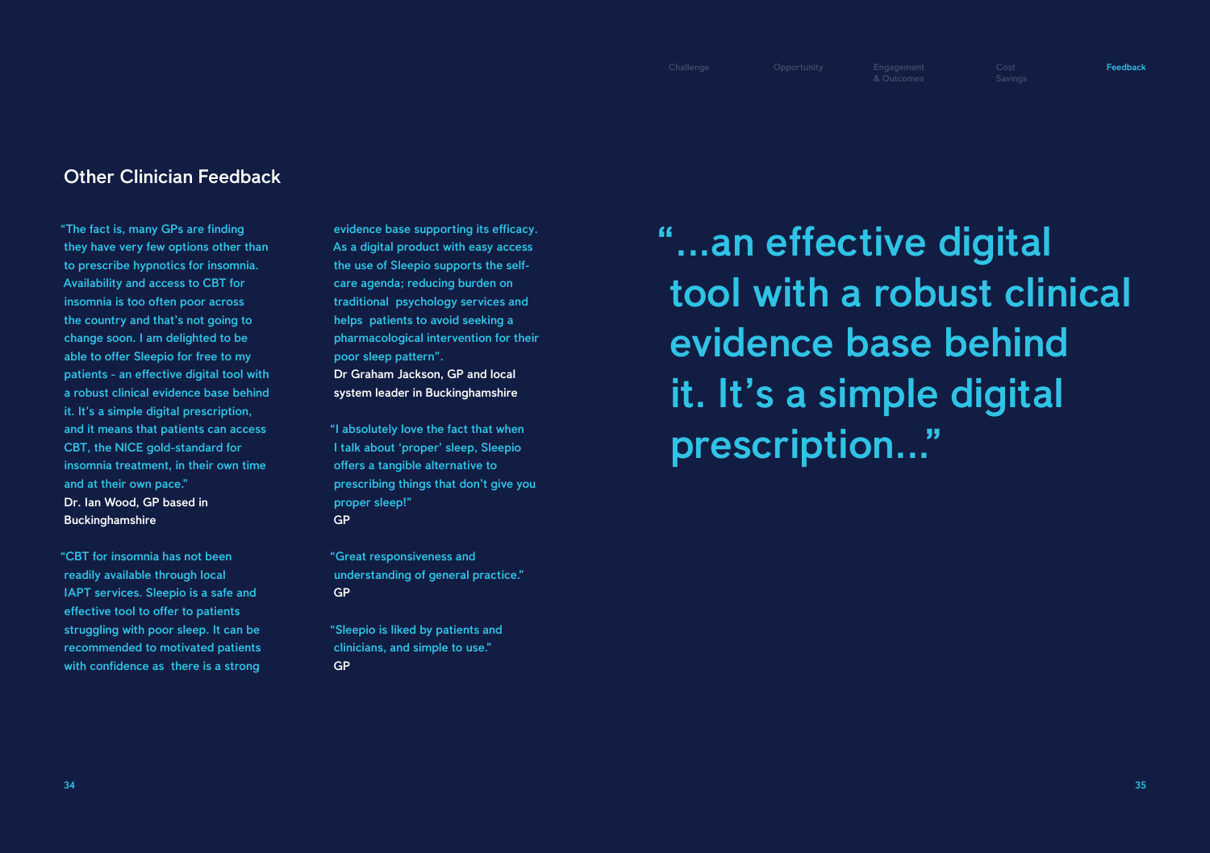## Other Clinician Feedback

"The fact is, many GPs are finding they have very few options other than to prescribe hypnotics for insomnia. Availability and access to CBT for insomnia is too often poor across the country and that's not going to change soon. I am delighted to be able to offer Sleepio for free to my patients - an effective digital tool with a robust clinical evidence base behind it. It's a simple digital prescription, and it means that patients can access CBT, the NICE gold-standard for insomnia treatment, in their own time and at their own pace."

Dr. Ian Wood, GP based in Buckinghamshire

"CBT for insomnia has not been readily available through local IAPT services. Sleepio is a safe and effective tool to offer to patients struggling with poor sleep. It can be recommended to motivated patients with confidence as there is a strong evidence base supporting its efficacy. As a digital product with easy access the use of Sleepio supports the self-care agenda; reducing burden on traditional psychology services and helps patients to avoid seeking a pharmacological intervention for their poor sleep pattern".

Dr Graham Jackson, GP and local system leader in Buckinghamshire

"I absolutely love the fact that when I talk about 'proper' sleep, Sleepio offers a tangible alternative to prescribing things that don't give you proper sleep!"

GP

"Great responsiveness and understanding of general practice."

GP

"Sleepio is liked by patients and clinicians, and simple to use."

GP

> "...an effective digital tool with a robust clinical evidence base behind it. It's a simple digital prescription..."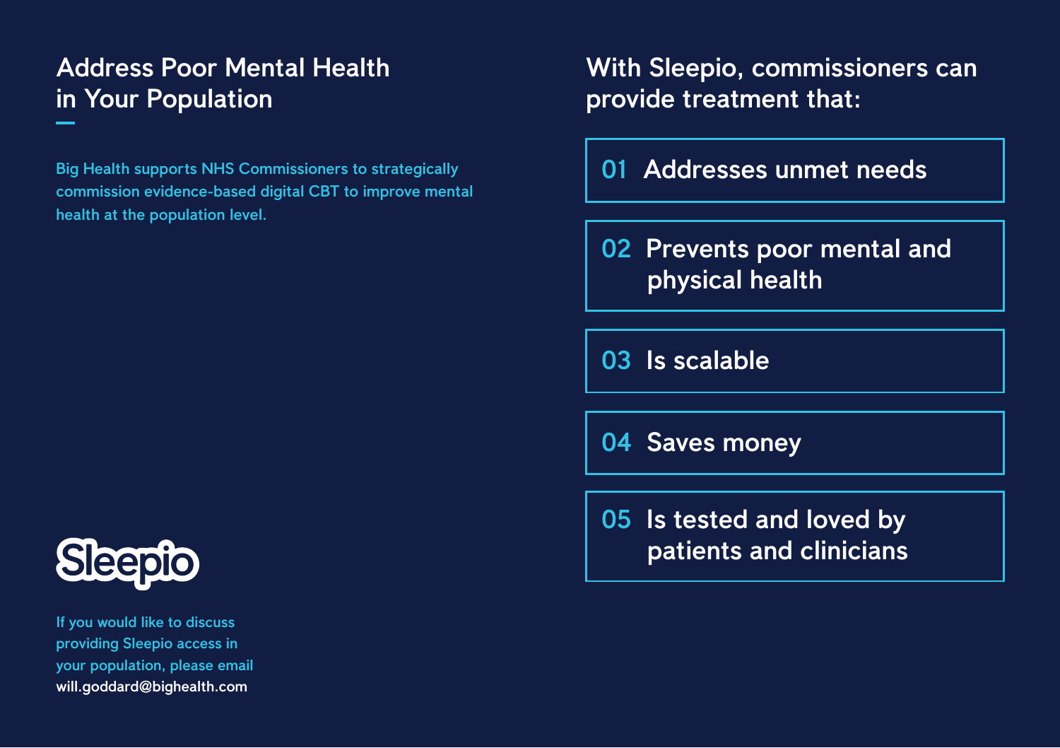## Address Poor Mental Health in Your Population

Big Health supports NHS Commissioners to strategically commission evidence-based digital CBT to improve mental health at the population level.

Sleepio

If you would like to discuss providing Sleepio access in your population, please email will.goddard@bighealth.com

## With Sleepio, commissioners can provide treatment that:

01 Addresses unmet needs

02 Prevents poor mental and physical health

03 Is scalable

04 Saves money

05 Is tested and loved by patients and clinicians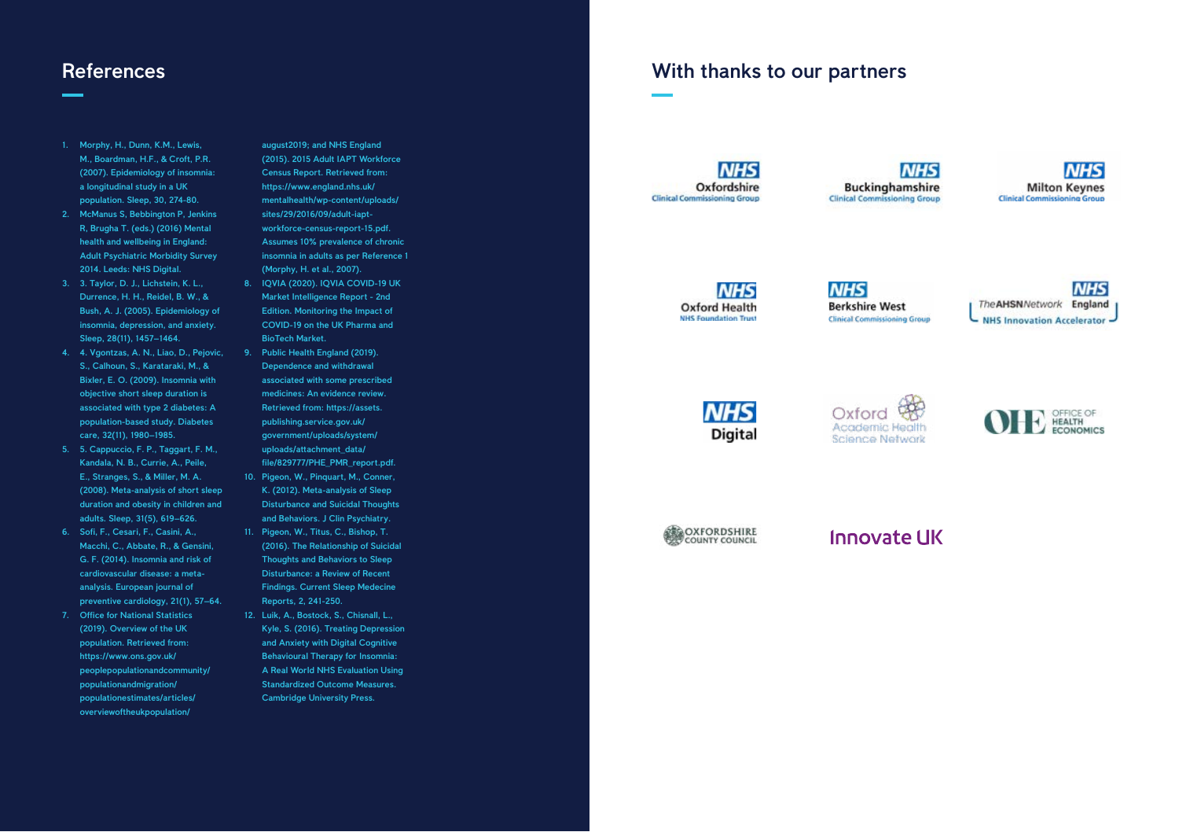## References

1. Morphy, H., Dunn, K.M., Lewis, M., Boardman, H.F., & Croft, P.R. (2007). Epidemiology of insomnia: a longitudinal study in a UK population. Sleep, 30, 274-80.
2. McManus S, Bebbington P, Jenkins R, Brugha T. (eds.) (2016) Mental health and wellbeing in England: Adult Psychiatric Morbidity Survey 2014. Leeds: NHS Digital.
3. 3. Taylor, D. J., Lichstein, K. L., Durrence, H. H., Reidel, B. W., & Bush, A. J. (2005). Epidemiology of insomnia, depression, and anxiety. Sleep, 28(11), 1457–1464.
4. 4. Vgontzas, A. N., Liao, D., Pejovic, S., Calhoun, S., Karataraki, M., & Bixler, E. O. (2009). Insomnia with objective short sleep duration is associated with type 2 diabetes: A population-based study. Diabetes care, 32(11), 1980–1985.
5. 5. Cappuccio, F. P., Taggart, F. M., Kandala, N. B., Currie, A., Peile, E., Stranges, S., & Miller, M. A. (2008). Meta-analysis of short sleep duration and obesity in children and adults. Sleep, 31(5), 619–626.
6. Sofi, F., Cesari, F., Casini, A., Macchi, C., Abbate, R., & Gensini, G. F. (2014). Insomnia and risk of cardiovascular disease: a meta-analysis. European journal of preventive cardiology, 21(1), 57–64.
7. Office for National Statistics (2019). Overview of the UK population. Retrieved from: https://www.ons.gov.uk/peoplepopulationandcommunity/populationandmigration/populationestimates/articles/overviewoftheukpopulation/august2019; and NHS England (2015). 2015 Adult IAPT Workforce Census Report. Retrieved from: https://www.england.nhs.uk/mentalhealth/wp-content/uploads/sites/29/2016/09/adult-iapt-workforce-census-report-15.pdf. Assumes 10% prevalence of chronic insomnia in adults as per Reference 1 (Morphy, H. et al., 2007).
8. IQVIA (2020). IQVIA COVID-19 UK Market Intelligence Report - 2nd Edition. Monitoring the Impact of COVID-19 on the UK Pharma and BioTech Market.
9. Public Health England (2019). Dependence and withdrawal associated with some prescribed medicines: An evidence review. Retrieved from: https://assets.publishing.service.gov.uk/government/uploads/system/uploads/attachment_data/file/829777/PHE_PMR_report.pdf.
10. Pigeon, W., Pinquart, M., Conner, K. (2012). Meta-analysis of Sleep Disturbance and Suicidal Thoughts and Behaviors. J Clin Psychiatry.
11. Pigeon, W., Titus, C., Bishop, T. (2016). The Relationship of Suicidal Thoughts and Behaviors to Sleep Disturbance: a Review of Recent Findings. Current Sleep Medecine Reports, 2, 241-250.
12. Luik, A., Bostock, S., Chisnall, L., Kyle, S. (2016). Treating Depression and Anxiety with Digital Cognitive Behavioural Therapy for Insomnia: A Real World NHS Evaluation Using Standardized Outcome Measures. Cambridge University Press.

## With thanks to our partners

NHS Oxfordshire Clinical Commissioning Group

NHS Buckinghamshire Clinical Commissioning Group

NHS Milton Keynes Clinical Commissioning Group

NHS Oxford Health NHS Foundation Trust

NHS Berkshire West Clinical Commissioning Group

The AHSN Network NHS England NHS Innovation Accelerator

NHS Digital

Oxford Academic Health Science Network

OHE Office of Health Economics

Oxfordshire County Council

Innovate UK